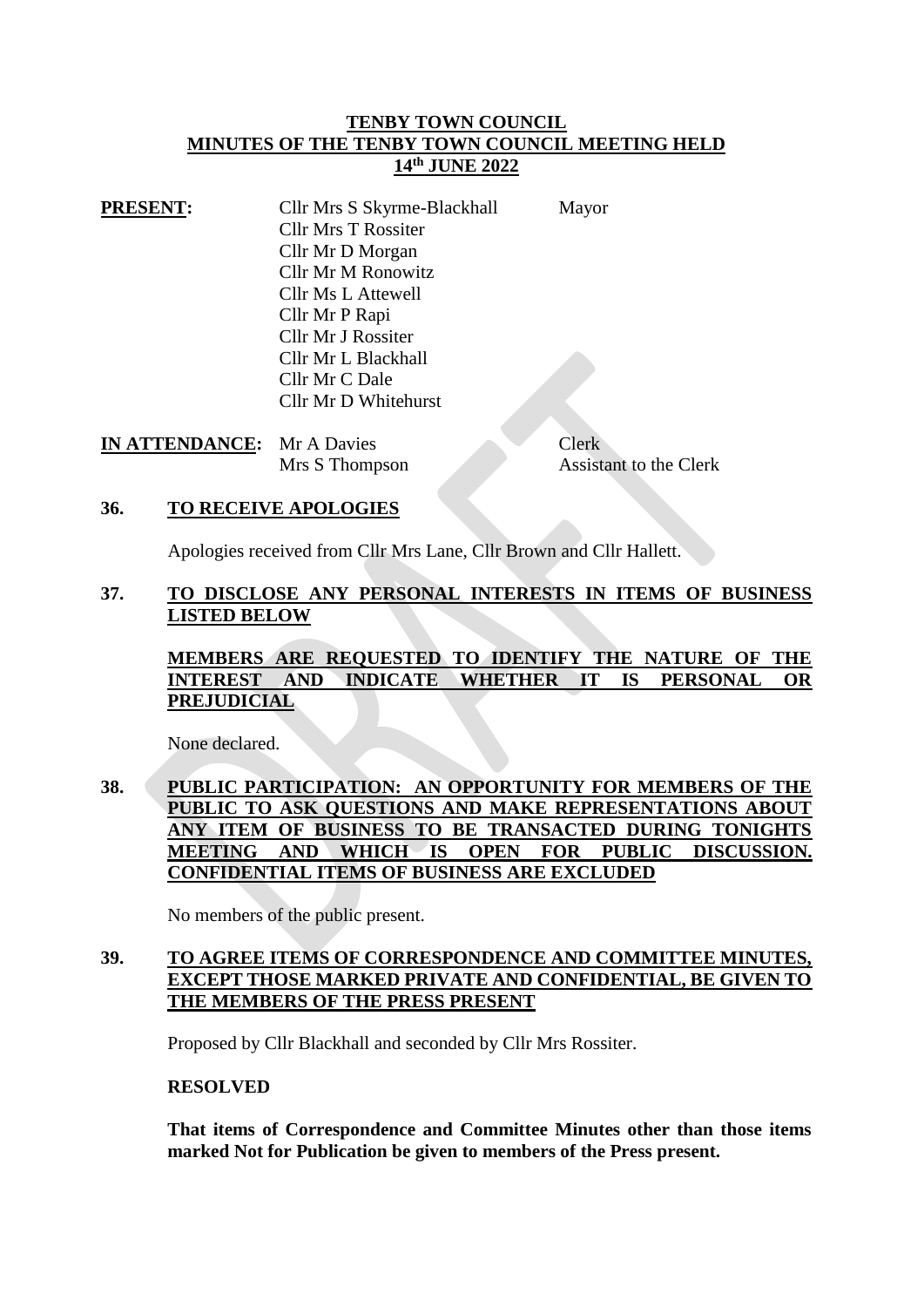# TENBY TOWN COUNCIL
## MINUTES OF THE TENBY TOWN COUNCIL MEETING HELD 14th JUNE 2022

**PRESENT:**

| | | |
|---|---|---|
| Cllr Mrs S Skyrme-Blackhall | Mayor |
| Cllr Mrs T Rossiter | |
| Cllr Mr D Morgan | |
| Cllr Mr M Ronowitz | |
| Cllr Ms L Attewell | |
| Cllr Mr P Rapi | |
| Cllr Mr J Rossiter | |
| Cllr Mr L Blackhall | |
| Cllr Mr C Dale | |
| Cllr Mr D Whitehurst | |

**IN ATTENDANCE:**

| | |
|---|---|
| Mr A Davies | Clerk |
| Mrs S Thompson | Assistant to the Clerk |

**36. TO RECEIVE APOLOGIES**

Apologies received from Cllr Mrs Lane, Cllr Brown and Cllr Hallett.

**37. TO DISCLOSE ANY PERSONAL INTERESTS IN ITEMS OF BUSINESS LISTED BELOW**

**MEMBERS ARE REQUESTED TO IDENTIFY THE NATURE OF THE INTEREST AND INDICATE WHETHER IT IS PERSONAL OR PREJUDICIAL**

None declared.

**38. PUBLIC PARTICIPATION: AN OPPORTUNITY FOR MEMBERS OF THE PUBLIC TO ASK QUESTIONS AND MAKE REPRESENTATIONS ABOUT ANY ITEM OF BUSINESS TO BE TRANSACTED DURING TONIGHTS MEETING AND WHICH IS OPEN FOR PUBLIC DISCUSSION. CONFIDENTIAL ITEMS OF BUSINESS ARE EXCLUDED**

No members of the public present.

**39. TO AGREE ITEMS OF CORRESPONDENCE AND COMMITTEE MINUTES, EXCEPT THOSE MARKED PRIVATE AND CONFIDENTIAL, BE GIVEN TO THE MEMBERS OF THE PRESS PRESENT**

Proposed by Cllr Blackhall and seconded by Cllr Mrs Rossiter.

**RESOLVED**

**That items of Correspondence and Committee Minutes other than those items marked Not for Publication be given to members of the Press present.**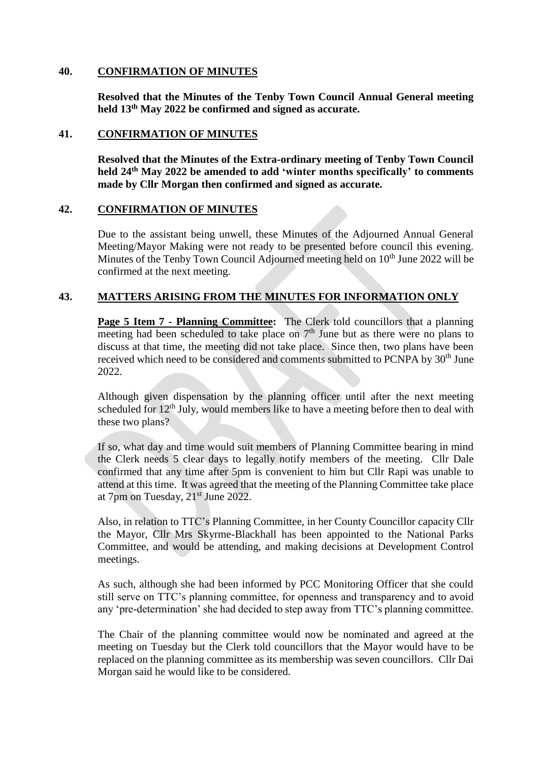## 40. CONFIRMATION OF MINUTES

**Resolved that the Minutes of the Tenby Town Council Annual General meeting held 13th May 2022 be confirmed and signed as accurate.**

## 41. CONFIRMATION OF MINUTES

**Resolved that the Minutes of the Extra-ordinary meeting of Tenby Town Council held 24th May 2022 be amended to add 'winter months specifically' to comments made by Cllr Morgan then confirmed and signed as accurate.**

## 42. CONFIRMATION OF MINUTES

Due to the assistant being unwell, these Minutes of the Adjourned Annual General Meeting/Mayor Making were not ready to be presented before council this evening. Minutes of the Tenby Town Council Adjourned meeting held on 10th June 2022 will be confirmed at the next meeting.

## 43. MATTERS ARISING FROM THE MINUTES FOR INFORMATION ONLY

**Page 5 Item 7 - Planning Committee:** The Clerk told councillors that a planning meeting had been scheduled to take place on 7th June but as there were no plans to discuss at that time, the meeting did not take place. Since then, two plans have been received which need to be considered and comments submitted to PCNPA by 30th June 2022.

Although given dispensation by the planning officer until after the next meeting scheduled for 12th July, would members like to have a meeting before then to deal with these two plans?

If so, what day and time would suit members of Planning Committee bearing in mind the Clerk needs 5 clear days to legally notify members of the meeting. Cllr Dale confirmed that any time after 5pm is convenient to him but Cllr Rapi was unable to attend at this time. It was agreed that the meeting of the Planning Committee take place at 7pm on Tuesday, 21st June 2022.

Also, in relation to TTC's Planning Committee, in her County Councillor capacity Cllr the Mayor, Cllr Mrs Skyrme-Blackhall has been appointed to the National Parks Committee, and would be attending, and making decisions at Development Control meetings.

As such, although she had been informed by PCC Monitoring Officer that she could still serve on TTC's planning committee, for openness and transparency and to avoid any 'pre-determination' she had decided to step away from TTC's planning committee.

The Chair of the planning committee would now be nominated and agreed at the meeting on Tuesday but the Clerk told councillors that the Mayor would have to be replaced on the planning committee as its membership was seven councillors. Cllr Dai Morgan said he would like to be considered.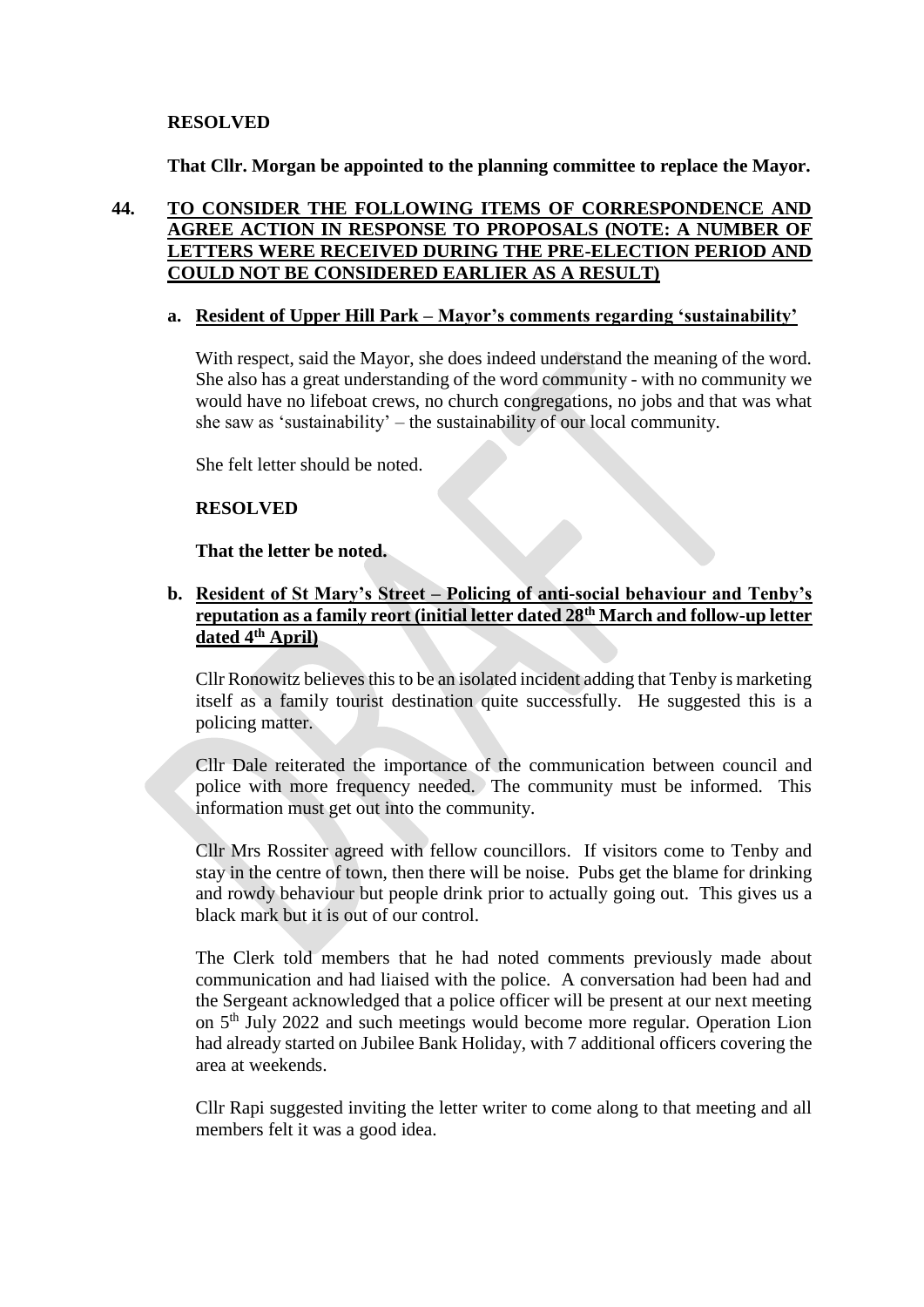**RESOLVED**

**That Cllr. Morgan be appointed to the planning committee to replace the Mayor.**

## 44. TO CONSIDER THE FOLLOWING ITEMS OF CORRESPONDENCE AND AGREE ACTION IN RESPONSE TO PROPOSALS (NOTE: A NUMBER OF LETTERS WERE RECEIVED DURING THE PRE-ELECTION PERIOD AND COULD NOT BE CONSIDERED EARLIER AS A RESULT)

### a. Resident of Upper Hill Park – Mayor's comments regarding 'sustainability'

With respect, said the Mayor, she does indeed understand the meaning of the word. She also has a great understanding of the word community - with no community we would have no lifeboat crews, no church congregations, no jobs and that was what she saw as 'sustainability' – the sustainability of our local community.

She felt letter should be noted.

**RESOLVED**

**That the letter be noted.**

### b. Resident of St Mary's Street – Policing of anti-social behaviour and Tenby's reputation as a family reort (initial letter dated 28th March and follow-up letter dated 4th April)

Cllr Ronowitz believes this to be an isolated incident adding that Tenby is marketing itself as a family tourist destination quite successfully. He suggested this is a policing matter.

Cllr Dale reiterated the importance of the communication between council and police with more frequency needed. The community must be informed. This information must get out into the community.

Cllr Mrs Rossiter agreed with fellow councillors. If visitors come to Tenby and stay in the centre of town, then there will be noise. Pubs get the blame for drinking and rowdy behaviour but people drink prior to actually going out. This gives us a black mark but it is out of our control.

The Clerk told members that he had noted comments previously made about communication and had liaised with the police. A conversation had been had and the Sergeant acknowledged that a police officer will be present at our next meeting on 5th July 2022 and such meetings would become more regular. Operation Lion had already started on Jubilee Bank Holiday, with 7 additional officers covering the area at weekends.

Cllr Rapi suggested inviting the letter writer to come along to that meeting and all members felt it was a good idea.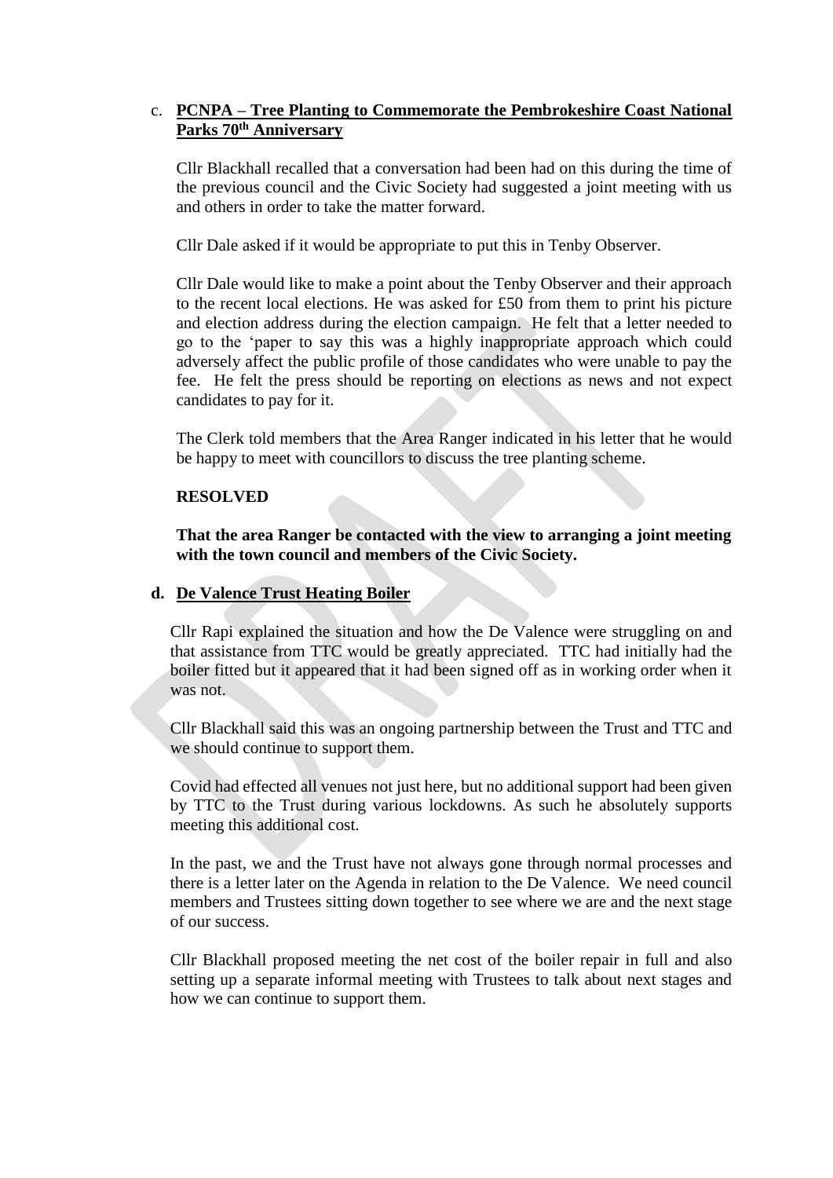c. **PCNPA – Tree Planting to Commemorate the Pembrokeshire Coast National Parks 70th Anniversary**

Cllr Blackhall recalled that a conversation had been had on this during the time of the previous council and the Civic Society had suggested a joint meeting with us and others in order to take the matter forward.

Cllr Dale asked if it would be appropriate to put this in Tenby Observer.

Cllr Dale would like to make a point about the Tenby Observer and their approach to the recent local elections. He was asked for £50 from them to print his picture and election address during the election campaign. He felt that a letter needed to go to the 'paper to say this was a highly inappropriate approach which could adversely affect the public profile of those candidates who were unable to pay the fee. He felt the press should be reporting on elections as news and not expect candidates to pay for it.

The Clerk told members that the Area Ranger indicated in his letter that he would be happy to meet with councillors to discuss the tree planting scheme.

**RESOLVED**

**That the area Ranger be contacted with the view to arranging a joint meeting with the town council and members of the Civic Society.**

**d. De Valence Trust Heating Boiler**

Cllr Rapi explained the situation and how the De Valence were struggling on and that assistance from TTC would be greatly appreciated. TTC had initially had the boiler fitted but it appeared that it had been signed off as in working order when it was not.

Cllr Blackhall said this was an ongoing partnership between the Trust and TTC and we should continue to support them.

Covid had effected all venues not just here, but no additional support had been given by TTC to the Trust during various lockdowns. As such he absolutely supports meeting this additional cost.

In the past, we and the Trust have not always gone through normal processes and there is a letter later on the Agenda in relation to the De Valence. We need council members and Trustees sitting down together to see where we are and the next stage of our success.

Cllr Blackhall proposed meeting the net cost of the boiler repair in full and also setting up a separate informal meeting with Trustees to talk about next stages and how we can continue to support them.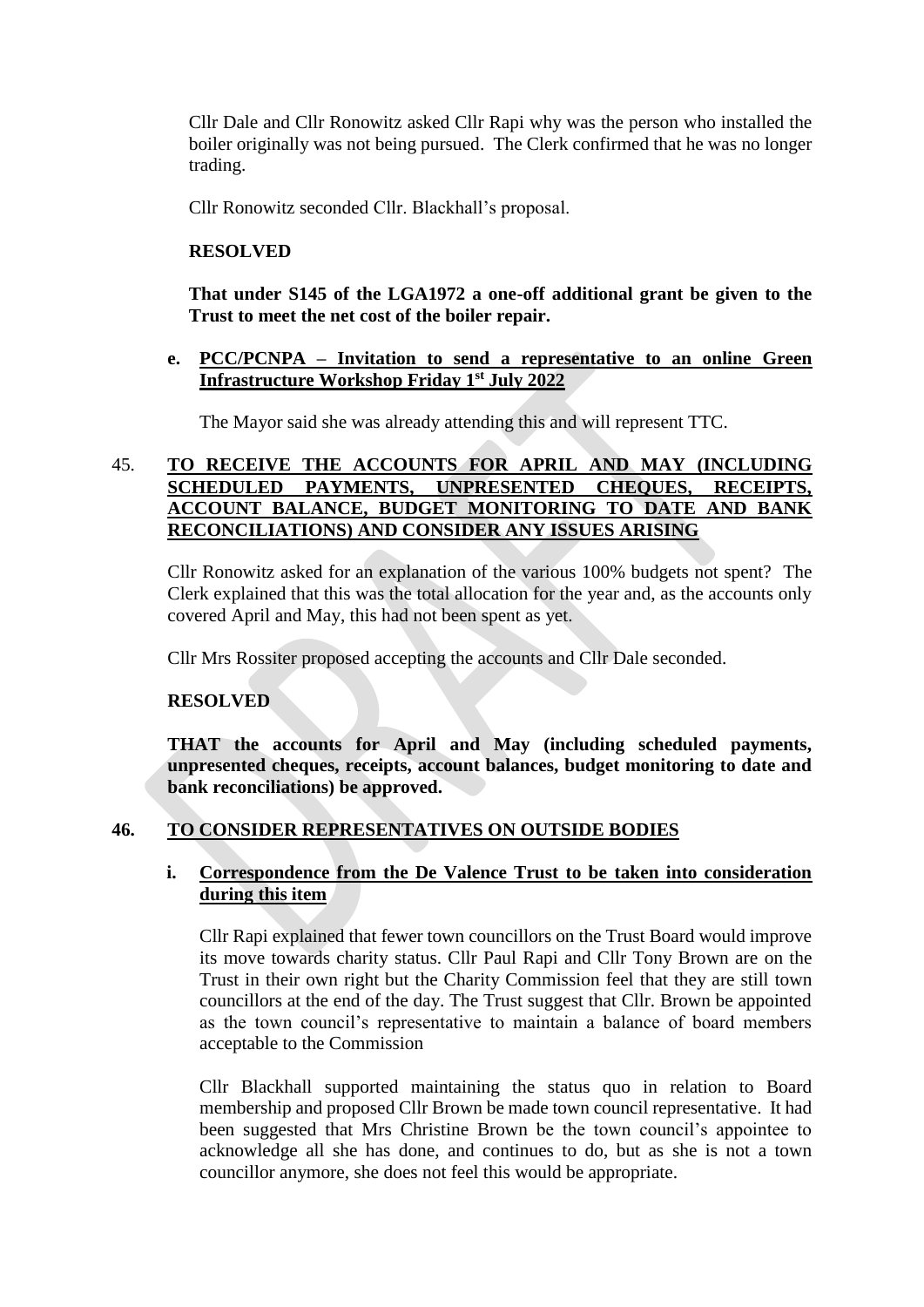Cllr Dale and Cllr Ronowitz asked Cllr Rapi why was the person who installed the boiler originally was not being pursued. The Clerk confirmed that he was no longer trading.

Cllr Ronowitz seconded Cllr. Blackhall's proposal.

**RESOLVED**

**That under S145 of the LGA1972 a one-off additional grant be given to the Trust to meet the net cost of the boiler repair.**

**e. PCC/PCNPA – Invitation to send a representative to an online Green Infrastructure Workshop Friday 1st July 2022**

The Mayor said she was already attending this and will represent TTC.

## 45. TO RECEIVE THE ACCOUNTS FOR APRIL AND MAY (INCLUDING SCHEDULED PAYMENTS, UNPRESENTED CHEQUES, RECEIPTS, ACCOUNT BALANCE, BUDGET MONITORING TO DATE AND BANK RECONCILIATIONS) AND CONSIDER ANY ISSUES ARISING

Cllr Ronowitz asked for an explanation of the various 100% budgets not spent? The Clerk explained that this was the total allocation for the year and, as the accounts only covered April and May, this had not been spent as yet.

Cllr Mrs Rossiter proposed accepting the accounts and Cllr Dale seconded.

**RESOLVED**

**THAT the accounts for April and May (including scheduled payments, unpresented cheques, receipts, account balances, budget monitoring to date and bank reconciliations) be approved.**

## 46. TO CONSIDER REPRESENTATIVES ON OUTSIDE BODIES

**i. Correspondence from the De Valence Trust to be taken into consideration during this item**

Cllr Rapi explained that fewer town councillors on the Trust Board would improve its move towards charity status. Cllr Paul Rapi and Cllr Tony Brown are on the Trust in their own right but the Charity Commission feel that they are still town councillors at the end of the day. The Trust suggest that Cllr. Brown be appointed as the town council's representative to maintain a balance of board members acceptable to the Commission

Cllr Blackhall supported maintaining the status quo in relation to Board membership and proposed Cllr Brown be made town council representative. It had been suggested that Mrs Christine Brown be the town council's appointee to acknowledge all she has done, and continues to do, but as she is not a town councillor anymore, she does not feel this would be appropriate.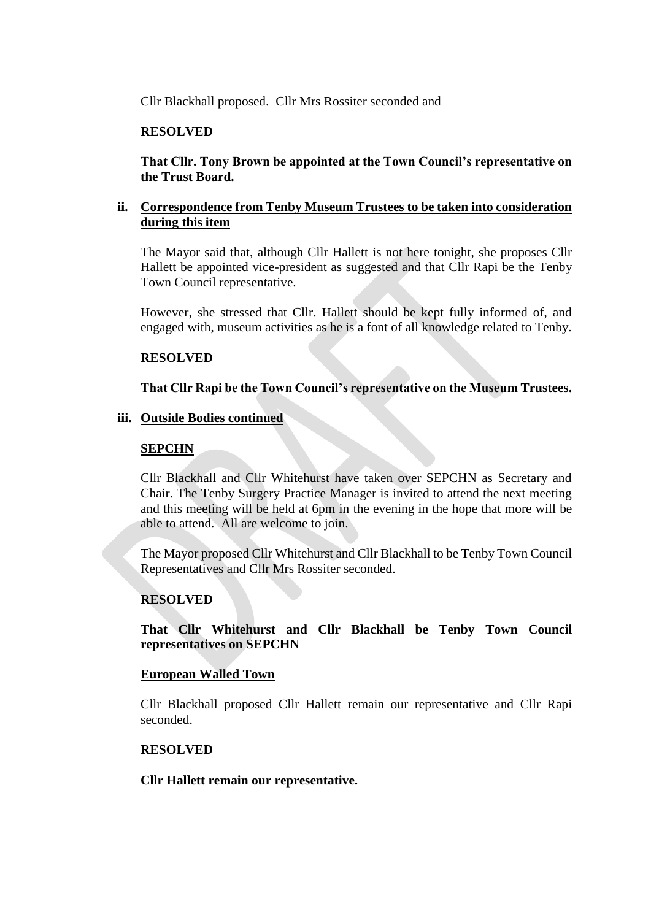Cllr Blackhall proposed. Cllr Mrs Rossiter seconded and

**RESOLVED**

**That Cllr. Tony Brown be appointed at the Town Council's representative on the Trust Board.**

**ii. <u>Correspondence from Tenby Museum Trustees to be taken into consideration during this item</u>**

The Mayor said that, although Cllr Hallett is not here tonight, she proposes Cllr Hallett be appointed vice-president as suggested and that Cllr Rapi be the Tenby Town Council representative.

However, she stressed that Cllr. Hallett should be kept fully informed of, and engaged with, museum activities as he is a font of all knowledge related to Tenby.

**RESOLVED**

**That Cllr Rapi be the Town Council's representative on the Museum Trustees.**

**iii. <u>Outside Bodies continued</u>**

**<u>SEPCHN</u>**

Cllr Blackhall and Cllr Whitehurst have taken over SEPCHN as Secretary and Chair. The Tenby Surgery Practice Manager is invited to attend the next meeting and this meeting will be held at 6pm in the evening in the hope that more will be able to attend. All are welcome to join.

The Mayor proposed Cllr Whitehurst and Cllr Blackhall to be Tenby Town Council Representatives and Cllr Mrs Rossiter seconded.

**RESOLVED**

**That Cllr Whitehurst and Cllr Blackhall be Tenby Town Council representatives on SEPCHN**

**<u>European Walled Town</u>**

Cllr Blackhall proposed Cllr Hallett remain our representative and Cllr Rapi seconded.

**RESOLVED**

**Cllr Hallett remain our representative.**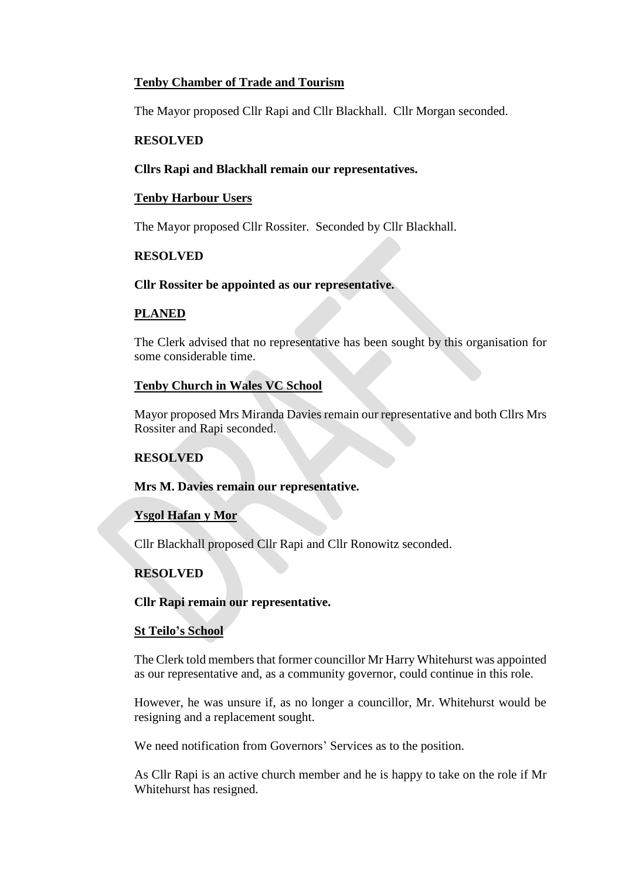**Tenby Chamber of Trade and Tourism**

The Mayor proposed Cllr Rapi and Cllr Blackhall. Cllr Morgan seconded.

**RESOLVED**

**Cllrs Rapi and Blackhall remain our representatives.**

**Tenby Harbour Users**

The Mayor proposed Cllr Rossiter. Seconded by Cllr Blackhall.

**RESOLVED**

**Cllr Rossiter be appointed as our representative.**

**PLANED**

The Clerk advised that no representative has been sought by this organisation for some considerable time.

**Tenby Church in Wales VC School**

Mayor proposed Mrs Miranda Davies remain our representative and both Cllrs Mrs Rossiter and Rapi seconded.

**RESOLVED**

**Mrs M. Davies remain our representative.**

**Ysgol Hafan y Mor**

Cllr Blackhall proposed Cllr Rapi and Cllr Ronowitz seconded.

**RESOLVED**

**Cllr Rapi remain our representative.**

**St Teilo's School**

The Clerk told members that former councillor Mr Harry Whitehurst was appointed as our representative and, as a community governor, could continue in this role.

However, he was unsure if, as no longer a councillor, Mr. Whitehurst would be resigning and a replacement sought.

We need notification from Governors' Services as to the position.

As Cllr Rapi is an active church member and he is happy to take on the role if Mr Whitehurst has resigned.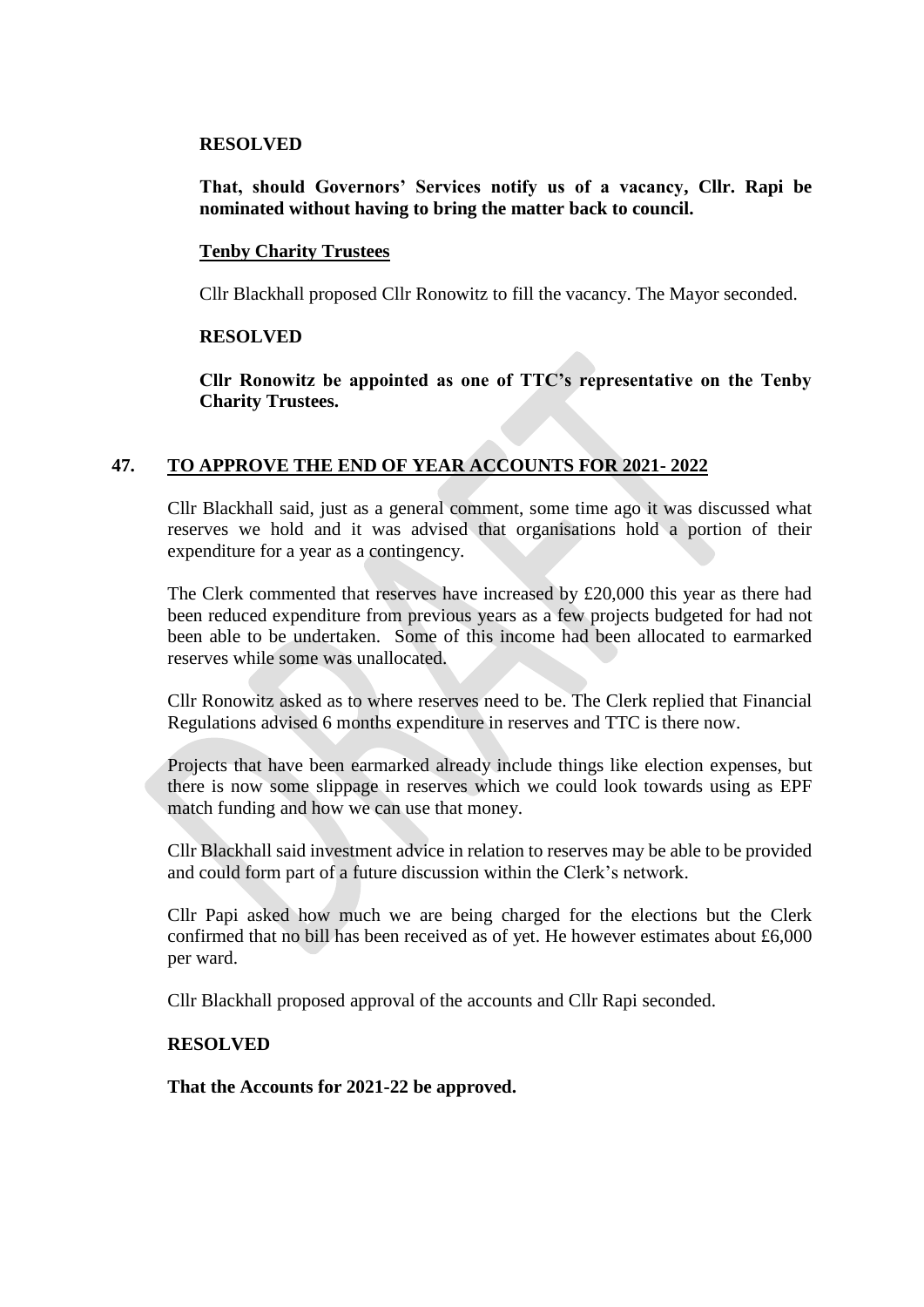**RESOLVED**

**That, should Governors' Services notify us of a vacancy, Cllr. Rapi be nominated without having to bring the matter back to council.**

**Tenby Charity Trustees**

Cllr Blackhall proposed Cllr Ronowitz to fill the vacancy. The Mayor seconded.

**RESOLVED**

**Cllr Ronowitz be appointed as one of TTC's representative on the Tenby Charity Trustees.**

## 47. TO APPROVE THE END OF YEAR ACCOUNTS FOR 2021- 2022

Cllr Blackhall said, just as a general comment, some time ago it was discussed what reserves we hold and it was advised that organisations hold a portion of their expenditure for a year as a contingency.

The Clerk commented that reserves have increased by £20,000 this year as there had been reduced expenditure from previous years as a few projects budgeted for had not been able to be undertaken. Some of this income had been allocated to earmarked reserves while some was unallocated.

Cllr Ronowitz asked as to where reserves need to be. The Clerk replied that Financial Regulations advised 6 months expenditure in reserves and TTC is there now.

Projects that have been earmarked already include things like election expenses, but there is now some slippage in reserves which we could look towards using as EPF match funding and how we can use that money.

Cllr Blackhall said investment advice in relation to reserves may be able to be provided and could form part of a future discussion within the Clerk's network.

Cllr Papi asked how much we are being charged for the elections but the Clerk confirmed that no bill has been received as of yet. He however estimates about £6,000 per ward.

Cllr Blackhall proposed approval of the accounts and Cllr Rapi seconded.

**RESOLVED**

**That the Accounts for 2021-22 be approved.**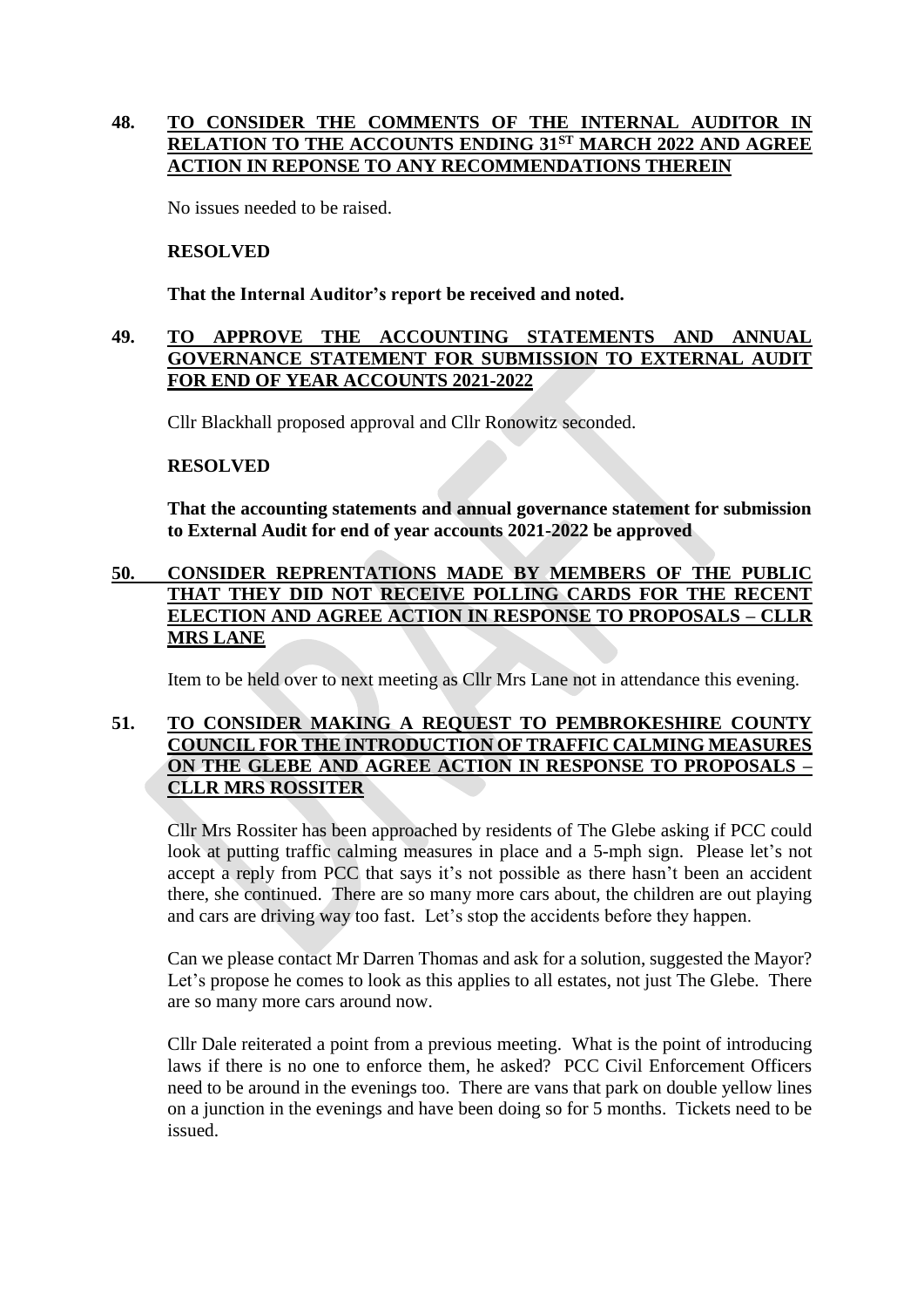**48. TO CONSIDER THE COMMENTS OF THE INTERNAL AUDITOR IN RELATION TO THE ACCOUNTS ENDING 31ST MARCH 2022 AND AGREE ACTION IN REPONSE TO ANY RECOMMENDATIONS THEREIN**

No issues needed to be raised.

**RESOLVED**

**That the Internal Auditor's report be received and noted.**

**49. TO APPROVE THE ACCOUNTING STATEMENTS AND ANNUAL GOVERNANCE STATEMENT FOR SUBMISSION TO EXTERNAL AUDIT FOR END OF YEAR ACCOUNTS 2021-2022**

Cllr Blackhall proposed approval and Cllr Ronowitz seconded.

**RESOLVED**

**That the accounting statements and annual governance statement for submission to External Audit for end of year accounts 2021-2022 be approved**

**50. CONSIDER REPRENTATIONS MADE BY MEMBERS OF THE PUBLIC THAT THEY DID NOT RECEIVE POLLING CARDS FOR THE RECENT ELECTION AND AGREE ACTION IN RESPONSE TO PROPOSALS – CLLR MRS LANE**

Item to be held over to next meeting as Cllr Mrs Lane not in attendance this evening.

**51. TO CONSIDER MAKING A REQUEST TO PEMBROKESHIRE COUNTY COUNCIL FOR THE INTRODUCTION OF TRAFFIC CALMING MEASURES ON THE GLEBE AND AGREE ACTION IN RESPONSE TO PROPOSALS – CLLR MRS ROSSITER**

Cllr Mrs Rossiter has been approached by residents of The Glebe asking if PCC could look at putting traffic calming measures in place and a 5-mph sign. Please let's not accept a reply from PCC that says it's not possible as there hasn't been an accident there, she continued. There are so many more cars about, the children are out playing and cars are driving way too fast. Let's stop the accidents before they happen.

Can we please contact Mr Darren Thomas and ask for a solution, suggested the Mayor? Let's propose he comes to look as this applies to all estates, not just The Glebe. There are so many more cars around now.

Cllr Dale reiterated a point from a previous meeting. What is the point of introducing laws if there is no one to enforce them, he asked? PCC Civil Enforcement Officers need to be around in the evenings too. There are vans that park on double yellow lines on a junction in the evenings and have been doing so for 5 months. Tickets need to be issued.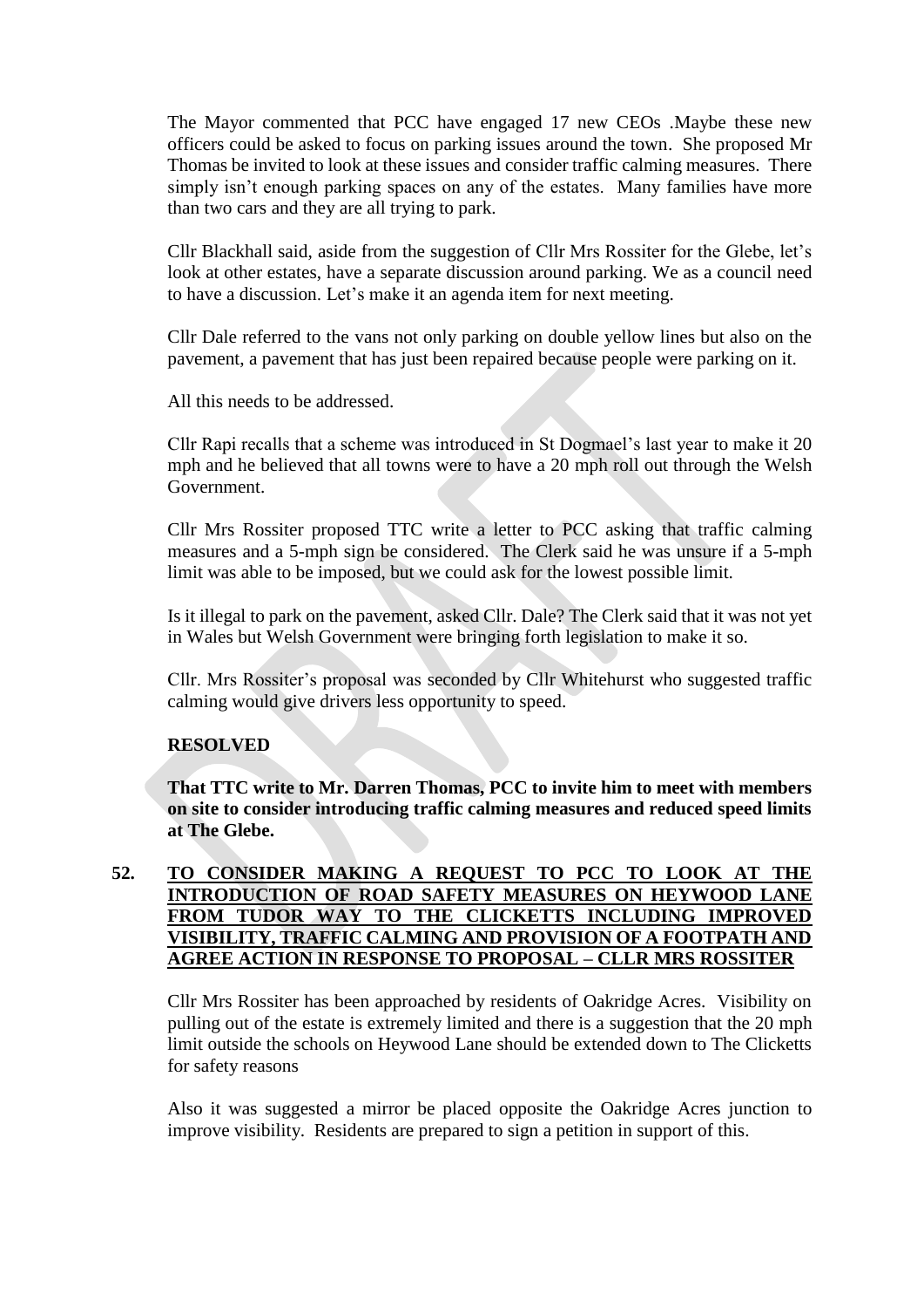The Mayor commented that PCC have engaged 17 new CEOs .Maybe these new officers could be asked to focus on parking issues around the town. She proposed Mr Thomas be invited to look at these issues and consider traffic calming measures. There simply isn't enough parking spaces on any of the estates. Many families have more than two cars and they are all trying to park.

Cllr Blackhall said, aside from the suggestion of Cllr Mrs Rossiter for the Glebe, let's look at other estates, have a separate discussion around parking. We as a council need to have a discussion. Let's make it an agenda item for next meeting.

Cllr Dale referred to the vans not only parking on double yellow lines but also on the pavement, a pavement that has just been repaired because people were parking on it.

All this needs to be addressed.

Cllr Rapi recalls that a scheme was introduced in St Dogmael's last year to make it 20 mph and he believed that all towns were to have a 20 mph roll out through the Welsh Government.

Cllr Mrs Rossiter proposed TTC write a letter to PCC asking that traffic calming measures and a 5-mph sign be considered. The Clerk said he was unsure if a 5-mph limit was able to be imposed, but we could ask for the lowest possible limit.

Is it illegal to park on the pavement, asked Cllr. Dale? The Clerk said that it was not yet in Wales but Welsh Government were bringing forth legislation to make it so.

Cllr. Mrs Rossiter's proposal was seconded by Cllr Whitehurst who suggested traffic calming would give drivers less opportunity to speed.

**RESOLVED**

**That TTC write to Mr. Darren Thomas, PCC to invite him to meet with members on site to consider introducing traffic calming measures and reduced speed limits at The Glebe.**

## 52. TO CONSIDER MAKING A REQUEST TO PCC TO LOOK AT THE INTRODUCTION OF ROAD SAFETY MEASURES ON HEYWOOD LANE FROM TUDOR WAY TO THE CLICKETTS INCLUDING IMPROVED VISIBILITY, TRAFFIC CALMING AND PROVISION OF A FOOTPATH AND AGREE ACTION IN RESPONSE TO PROPOSAL – CLLR MRS ROSSITER

Cllr Mrs Rossiter has been approached by residents of Oakridge Acres. Visibility on pulling out of the estate is extremely limited and there is a suggestion that the 20 mph limit outside the schools on Heywood Lane should be extended down to The Clicketts for safety reasons

Also it was suggested a mirror be placed opposite the Oakridge Acres junction to improve visibility. Residents are prepared to sign a petition in support of this.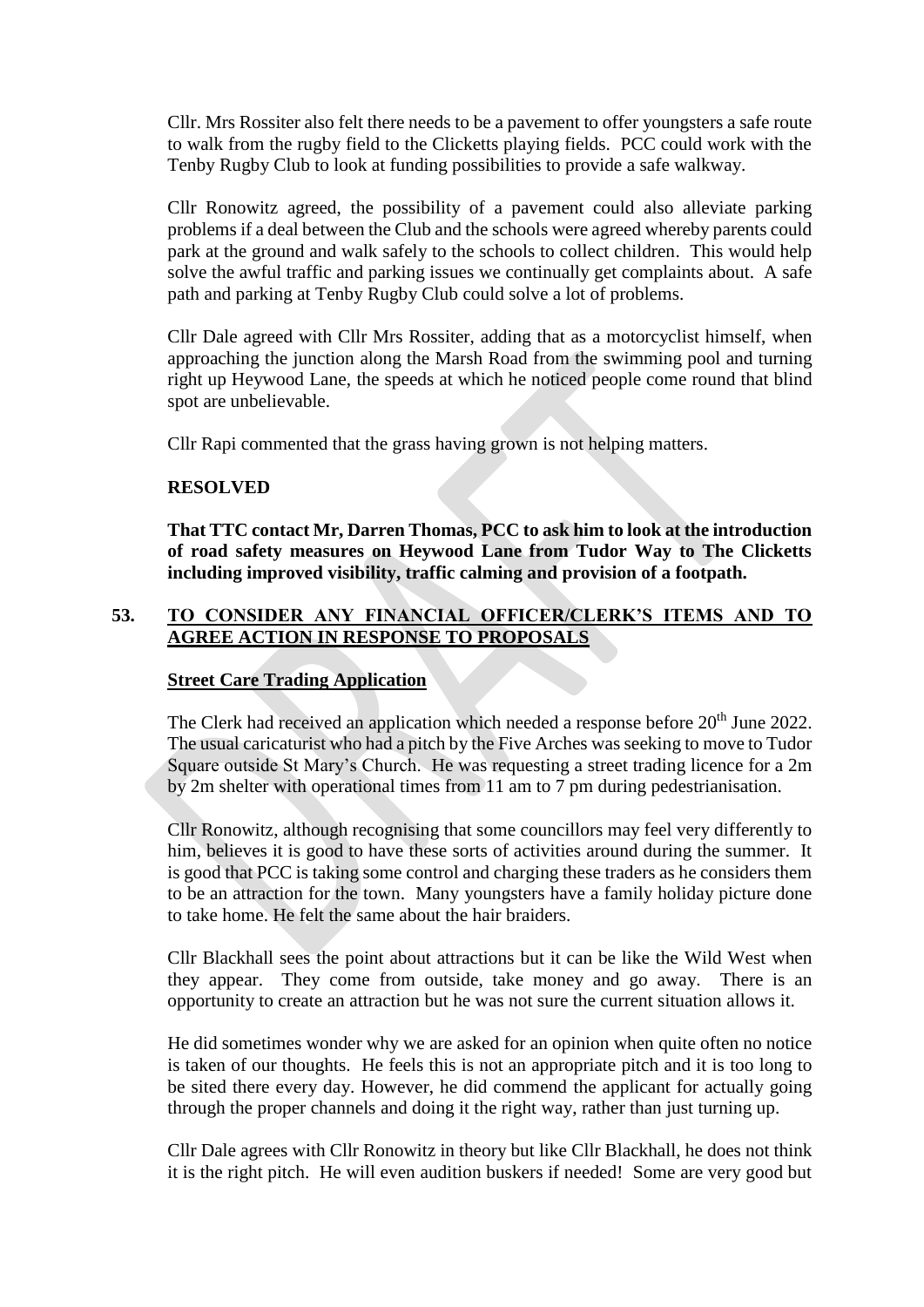Cllr. Mrs Rossiter also felt there needs to be a pavement to offer youngsters a safe route to walk from the rugby field to the Clicketts playing fields. PCC could work with the Tenby Rugby Club to look at funding possibilities to provide a safe walkway.

Cllr Ronowitz agreed, the possibility of a pavement could also alleviate parking problems if a deal between the Club and the schools were agreed whereby parents could park at the ground and walk safely to the schools to collect children. This would help solve the awful traffic and parking issues we continually get complaints about. A safe path and parking at Tenby Rugby Club could solve a lot of problems.

Cllr Dale agreed with Cllr Mrs Rossiter, adding that as a motorcyclist himself, when approaching the junction along the Marsh Road from the swimming pool and turning right up Heywood Lane, the speeds at which he noticed people come round that blind spot are unbelievable.

Cllr Rapi commented that the grass having grown is not helping matters.

**RESOLVED**

**That TTC contact Mr, Darren Thomas, PCC to ask him to look at the introduction of road safety measures on Heywood Lane from Tudor Way to The Clicketts including improved visibility, traffic calming and provision of a footpath.**

## 53. TO CONSIDER ANY FINANCIAL OFFICER/CLERK'S ITEMS AND TO AGREE ACTION IN RESPONSE TO PROPOSALS

**Street Care Trading Application**

The Clerk had received an application which needed a response before 20th June 2022. The usual caricaturist who had a pitch by the Five Arches was seeking to move to Tudor Square outside St Mary's Church. He was requesting a street trading licence for a 2m by 2m shelter with operational times from 11 am to 7 pm during pedestrianisation.

Cllr Ronowitz, although recognising that some councillors may feel very differently to him, believes it is good to have these sorts of activities around during the summer. It is good that PCC is taking some control and charging these traders as he considers them to be an attraction for the town. Many youngsters have a family holiday picture done to take home. He felt the same about the hair braiders.

Cllr Blackhall sees the point about attractions but it can be like the Wild West when they appear. They come from outside, take money and go away. There is an opportunity to create an attraction but he was not sure the current situation allows it.

He did sometimes wonder why we are asked for an opinion when quite often no notice is taken of our thoughts. He feels this is not an appropriate pitch and it is too long to be sited there every day. However, he did commend the applicant for actually going through the proper channels and doing it the right way, rather than just turning up.

Cllr Dale agrees with Cllr Ronowitz in theory but like Cllr Blackhall, he does not think it is the right pitch. He will even audition buskers if needed! Some are very good but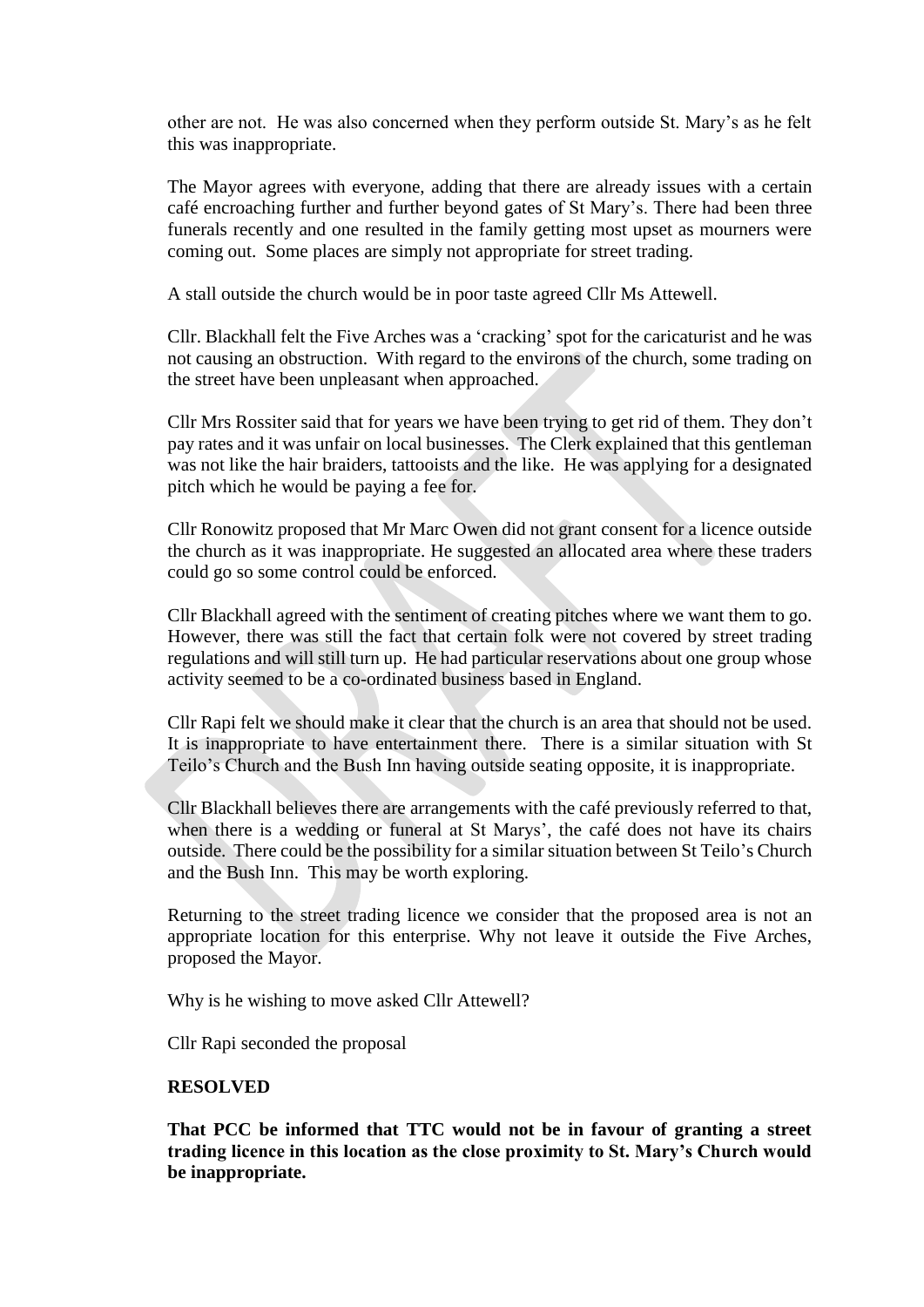other are not. He was also concerned when they perform outside St. Mary's as he felt this was inappropriate.

The Mayor agrees with everyone, adding that there are already issues with a certain café encroaching further and further beyond gates of St Mary's. There had been three funerals recently and one resulted in the family getting most upset as mourners were coming out. Some places are simply not appropriate for street trading.

A stall outside the church would be in poor taste agreed Cllr Ms Attewell.

Cllr. Blackhall felt the Five Arches was a 'cracking' spot for the caricaturist and he was not causing an obstruction. With regard to the environs of the church, some trading on the street have been unpleasant when approached.

Cllr Mrs Rossiter said that for years we have been trying to get rid of them. They don't pay rates and it was unfair on local businesses. The Clerk explained that this gentleman was not like the hair braiders, tattooists and the like. He was applying for a designated pitch which he would be paying a fee for.

Cllr Ronowitz proposed that Mr Marc Owen did not grant consent for a licence outside the church as it was inappropriate. He suggested an allocated area where these traders could go so some control could be enforced.

Cllr Blackhall agreed with the sentiment of creating pitches where we want them to go. However, there was still the fact that certain folk were not covered by street trading regulations and will still turn up. He had particular reservations about one group whose activity seemed to be a co-ordinated business based in England.

Cllr Rapi felt we should make it clear that the church is an area that should not be used. It is inappropriate to have entertainment there. There is a similar situation with St Teilo's Church and the Bush Inn having outside seating opposite, it is inappropriate.

Cllr Blackhall believes there are arrangements with the café previously referred to that, when there is a wedding or funeral at St Marys', the café does not have its chairs outside. There could be the possibility for a similar situation between St Teilo's Church and the Bush Inn. This may be worth exploring.

Returning to the street trading licence we consider that the proposed area is not an appropriate location for this enterprise. Why not leave it outside the Five Arches, proposed the Mayor.

Why is he wishing to move asked Cllr Attewell?

Cllr Rapi seconded the proposal

**RESOLVED**

**That PCC be informed that TTC would not be in favour of granting a street trading licence in this location as the close proximity to St. Mary's Church would be inappropriate.**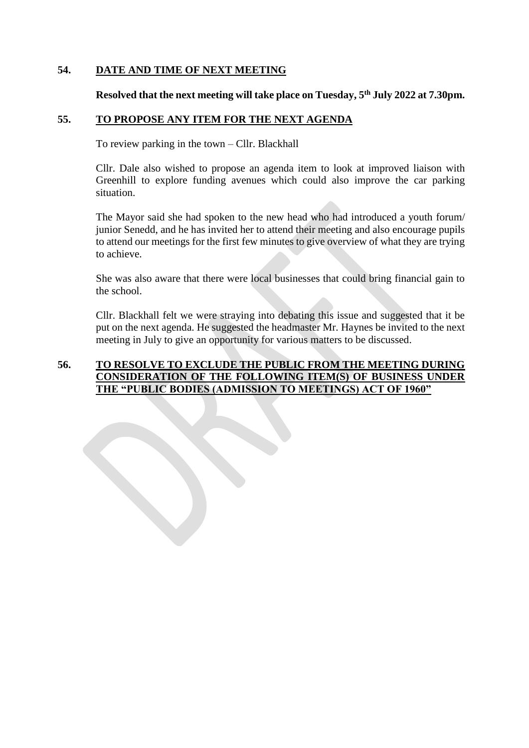## 54. DATE AND TIME OF NEXT MEETING

**Resolved that the next meeting will take place on Tuesday, 5th July 2022 at 7.30pm.**

## 55. TO PROPOSE ANY ITEM FOR THE NEXT AGENDA

To review parking in the town – Cllr. Blackhall

Cllr. Dale also wished to propose an agenda item to look at improved liaison with Greenhill to explore funding avenues which could also improve the car parking situation.

The Mayor said she had spoken to the new head who had introduced a youth forum/ junior Senedd, and he has invited her to attend their meeting and also encourage pupils to attend our meetings for the first few minutes to give overview of what they are trying to achieve.

She was also aware that there were local businesses that could bring financial gain to the school.

Cllr. Blackhall felt we were straying into debating this issue and suggested that it be put on the next agenda. He suggested the headmaster Mr. Haynes be invited to the next meeting in July to give an opportunity for various matters to be discussed.

## 56. TO RESOLVE TO EXCLUDE THE PUBLIC FROM THE MEETING DURING CONSIDERATION OF THE FOLLOWING ITEM(S) OF BUSINESS UNDER THE "PUBLIC BODIES (ADMISSION TO MEETINGS) ACT OF 1960"